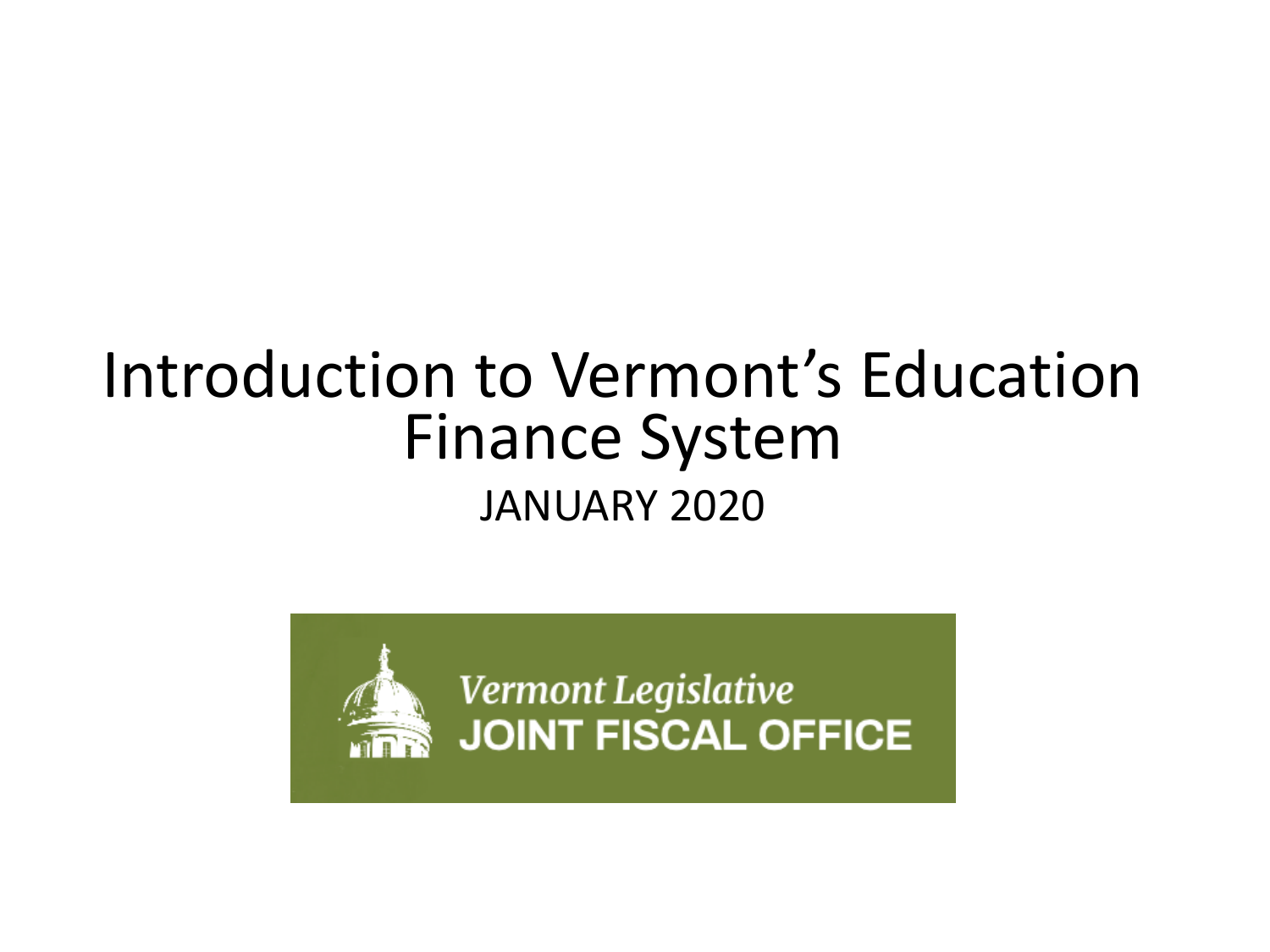# Introduction to Vermont's Education Finance System

JANUARY 2020

*Vermont Legislative*
**JOINT FISCAL OFFICE**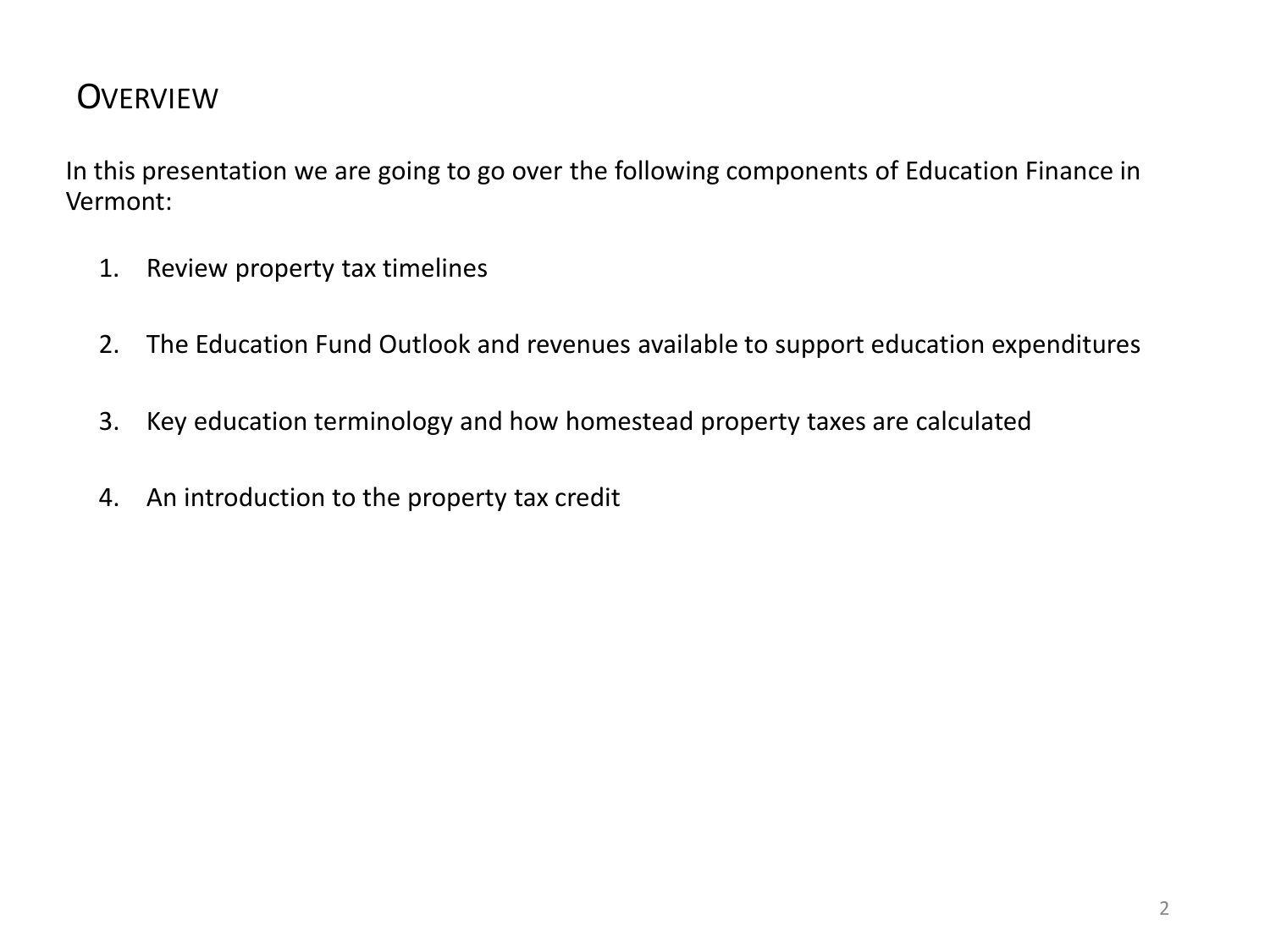# Overview

In this presentation we are going to go over the following components of Education Finance in Vermont:

1. Review property tax timelines
2. The Education Fund Outlook and revenues available to support education expenditures
3. Key education terminology and how homestead property taxes are calculated
4. An introduction to the property tax credit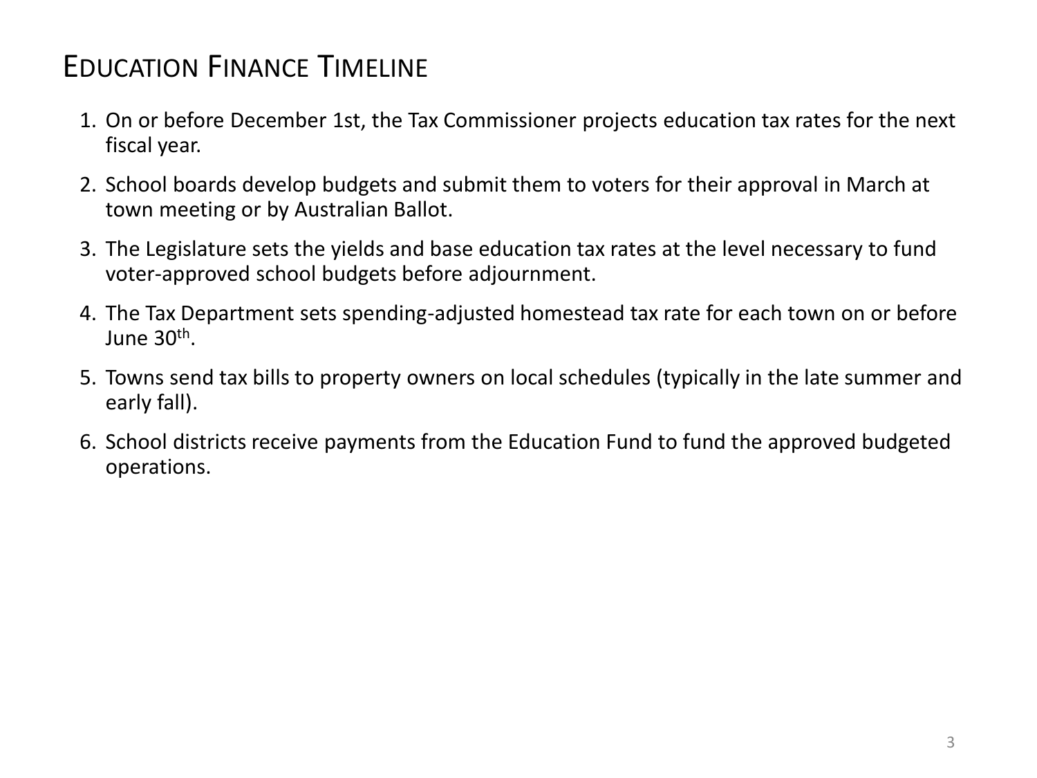# Education Finance Timeline

1. On or before December 1st, the Tax Commissioner projects education tax rates for the next fiscal year.
2. School boards develop budgets and submit them to voters for their approval in March at town meeting or by Australian Ballot.
3. The Legislature sets the yields and base education tax rates at the level necessary to fund voter-approved school budgets before adjournment.
4. The Tax Department sets spending-adjusted homestead tax rate for each town on or before June 30th.
5. Towns send tax bills to property owners on local schedules (typically in the late summer and early fall).
6. School districts receive payments from the Education Fund to fund the approved budgeted operations.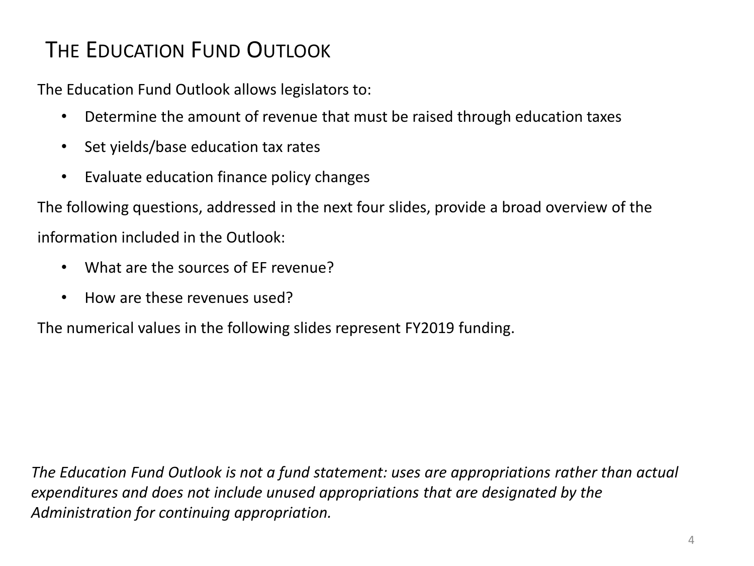# The Education Fund Outlook

The Education Fund Outlook allows legislators to:

- Determine the amount of revenue that must be raised through education taxes
- Set yields/base education tax rates
- Evaluate education finance policy changes

The following questions, addressed in the next four slides, provide a broad overview of the information included in the Outlook:

- What are the sources of EF revenue?
- How are these revenues used?

The numerical values in the following slides represent FY2019 funding.

*The Education Fund Outlook is not a fund statement: uses are appropriations rather than actual expenditures and does not include unused appropriations that are designated by the Administration for continuing appropriation.*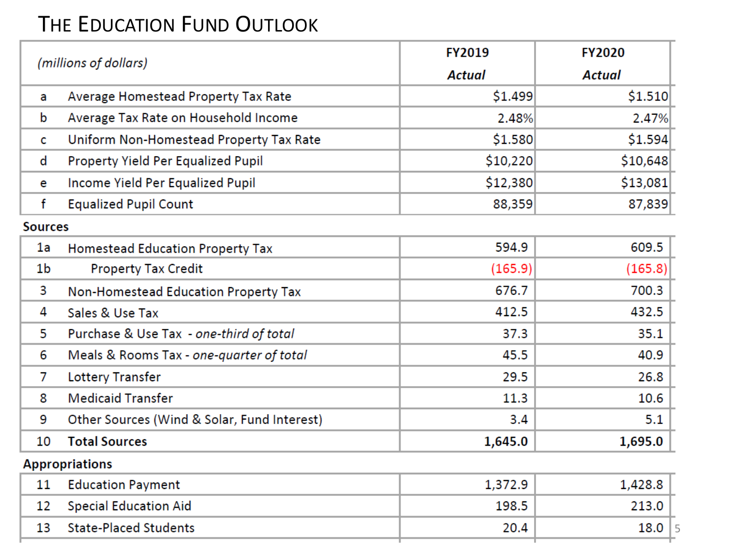# THE EDUCATION FUND OUTLOOK

| | *(millions of dollars)* | **FY2019** *Actual* | **FY2020** *Actual* |
|---|---|---|---|
| a | Average Homestead Property Tax Rate | $1.499 | $1.510 |
| b | Average Tax Rate on Household Income | 2.48% | 2.47% |
| c | Uniform Non-Homestead Property Tax Rate | $1.580 | $1.594 |
| d | Property Yield Per Equalized Pupil | $10,220 | $10,648 |
| e | Income Yield Per Equalized Pupil | $12,380 | $13,081 |
| f | Equalized Pupil Count | 88,359 | 87,839 |
| **Sources** | | | |
| 1a | Homestead Education Property Tax | 594.9 | 609.5 |
| 1b | Property Tax Credit | (165.9) | (165.8) |
| 3 | Non-Homestead Education Property Tax | 676.7 | 700.3 |
| 4 | Sales & Use Tax | 412.5 | 432.5 |
| 5 | Purchase & Use Tax - *one-third of total* | 37.3 | 35.1 |
| 6 | Meals & Rooms Tax - *one-quarter of total* | 45.5 | 40.9 |
| 7 | Lottery Transfer | 29.5 | 26.8 |
| 8 | Medicaid Transfer | 11.3 | 10.6 |
| 9 | Other Sources (Wind & Solar, Fund Interest) | 3.4 | 5.1 |
| 10 | **Total Sources** | **1,645.0** | **1,695.0** |
| **Appropriations** | | | |
| 11 | Education Payment | 1,372.9 | 1,428.8 |
| 12 | Special Education Aid | 198.5 | 213.0 |
| 13 | State-Placed Students | 20.4 | 18.0 |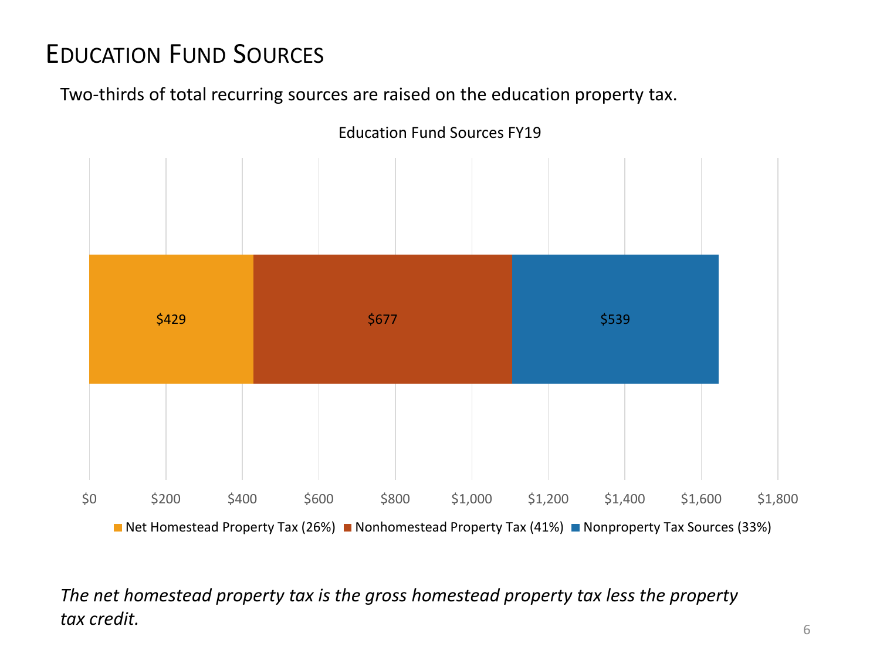# Education Fund Sources

Two-thirds of total recurring sources are raised on the education property tax.

Education Fund Sources FY19

| Net Homestead Property Tax (26%) | Nonhomestead Property Tax (41%) | Nonproperty Tax Sources (33%) |
|---|---|---|
| $429 | $677 | $539 |

*The net homestead property tax is the gross homestead property tax less the property tax credit.*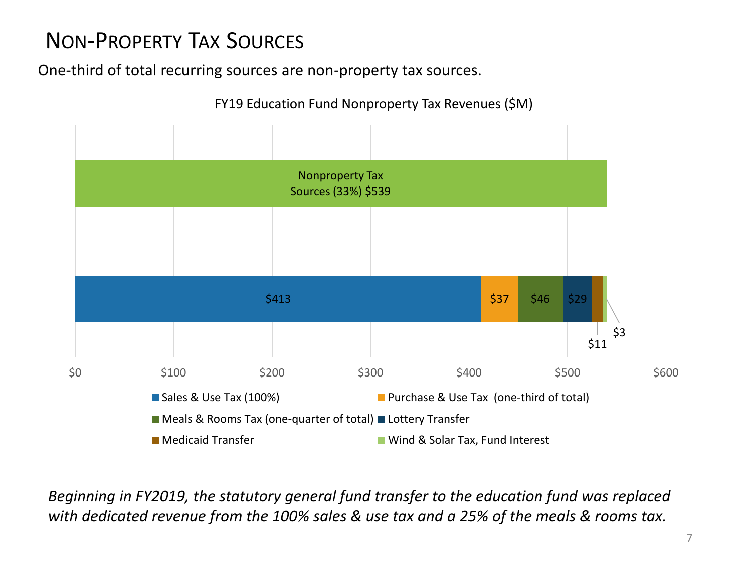# Non-Property Tax Sources

One-third of total recurring sources are non-property tax sources.

FY19 Education Fund Nonproperty Tax Revenues ($M)

| Category | Amount ($M) |
| --- | --- |
| Nonproperty Tax Sources (33%) | $539 |
| Sales & Use Tax (100%) | $413 |
| Purchase & Use Tax (one-third of total) | $37 |
| Meals & Rooms Tax (one-quarter of total) | $46 |
| Lottery Transfer | $29 |
| Medicaid Transfer | $11 |
| Wind & Solar Tax, Fund Interest | $3 |

*Beginning in FY2019, the statutory general fund transfer to the education fund was replaced with dedicated revenue from the 100% sales & use tax and a 25% of the meals & rooms tax.*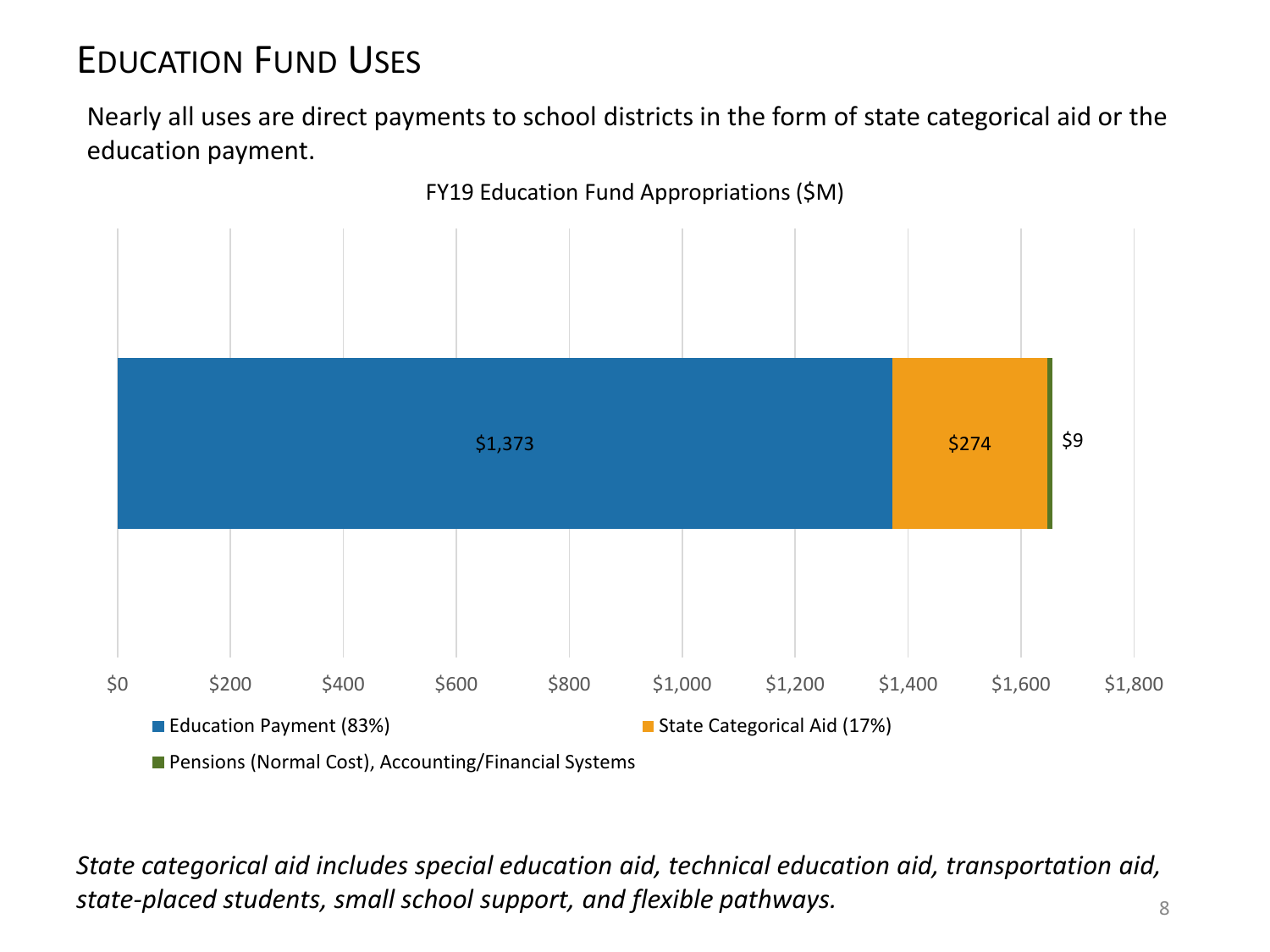# Education Fund Uses

Nearly all uses are direct payments to school districts in the form of state categorical aid or the education payment.

FY19 Education Fund Appropriations ($M)

| Category | Amount ($M) |
|---|---|
| Education Payment (83%) | $1,373 |
| State Categorical Aid (17%) | $274 |
| Pensions (Normal Cost), Accounting/Financial Systems | $9 |

*State categorical aid includes special education aid, technical education aid, transportation aid, state-placed students, small school support, and flexible pathways.*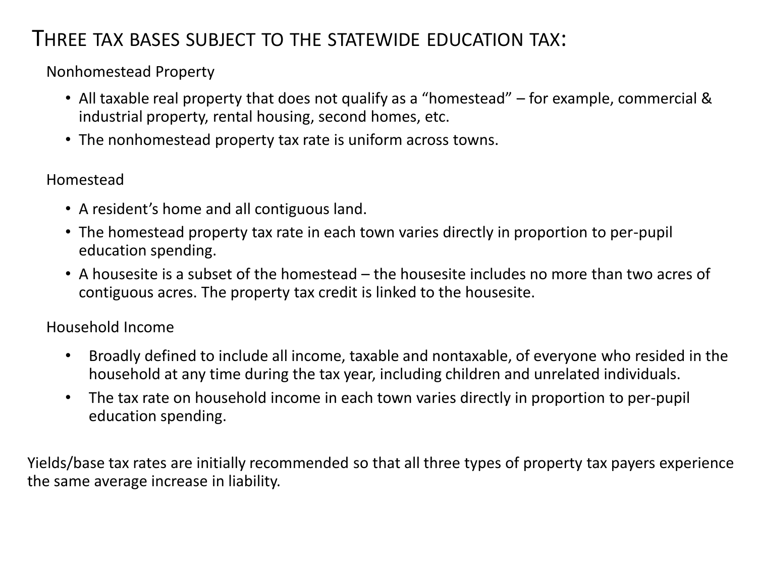# Three tax bases subject to the statewide education tax:

Nonhomestead Property

- All taxable real property that does not qualify as a "homestead" – for example, commercial & industrial property, rental housing, second homes, etc.
- The nonhomestead property tax rate is uniform across towns.

Homestead

- A resident's home and all contiguous land.
- The homestead property tax rate in each town varies directly in proportion to per-pupil education spending.
- A housesite is a subset of the homestead – the housesite includes no more than two acres of contiguous acres. The property tax credit is linked to the housesite.

Household Income

- Broadly defined to include all income, taxable and nontaxable, of everyone who resided in the household at any time during the tax year, including children and unrelated individuals.
- The tax rate on household income in each town varies directly in proportion to per-pupil education spending.

Yields/base tax rates are initially recommended so that all three types of property tax payers experience the same average increase in liability.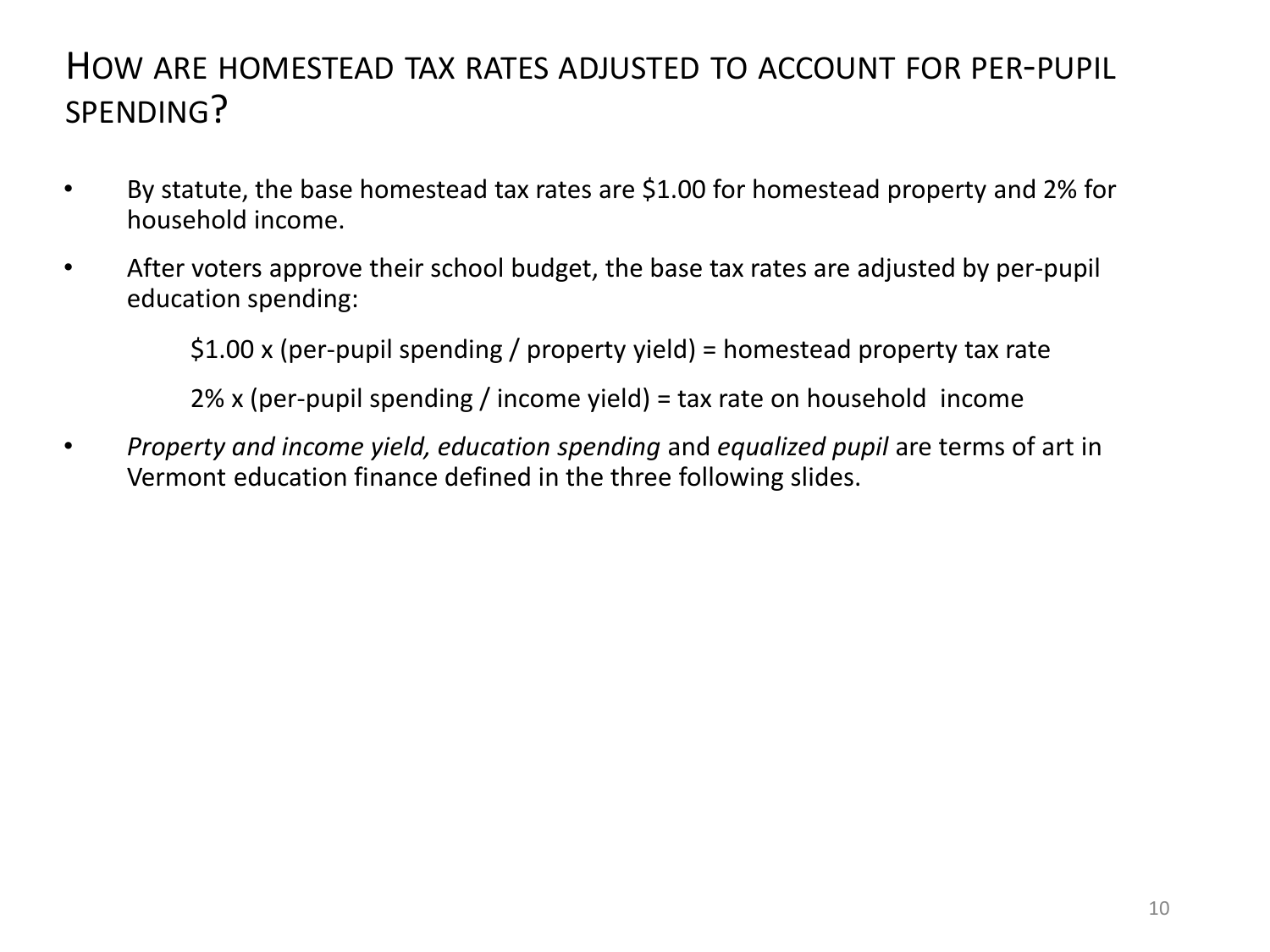# How are homestead tax rates adjusted to account for per-pupil spending?

- By statute, the base homestead tax rates are $1.00 for homestead property and 2% for household income.
- After voters approve their school budget, the base tax rates are adjusted by per-pupil education spending:

  $1.00 x (per-pupil spending / property yield) = homestead property tax rate

  2% x (per-pupil spending / income yield) = tax rate on household income

- *Property and income yield, education spending* and *equalized pupil* are terms of art in Vermont education finance defined in the three following slides.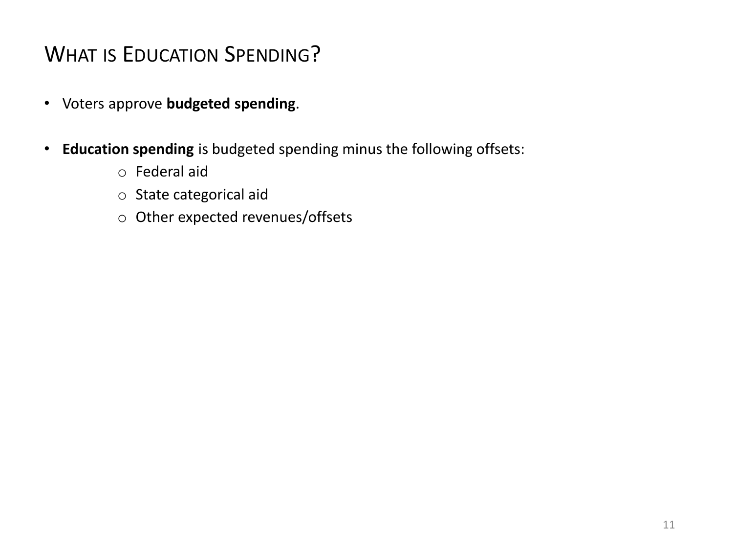# What is Education Spending?

- Voters approve **budgeted spending**.

- **Education spending** is budgeted spending minus the following offsets:
  - Federal aid
  - State categorical aid
  - Other expected revenues/offsets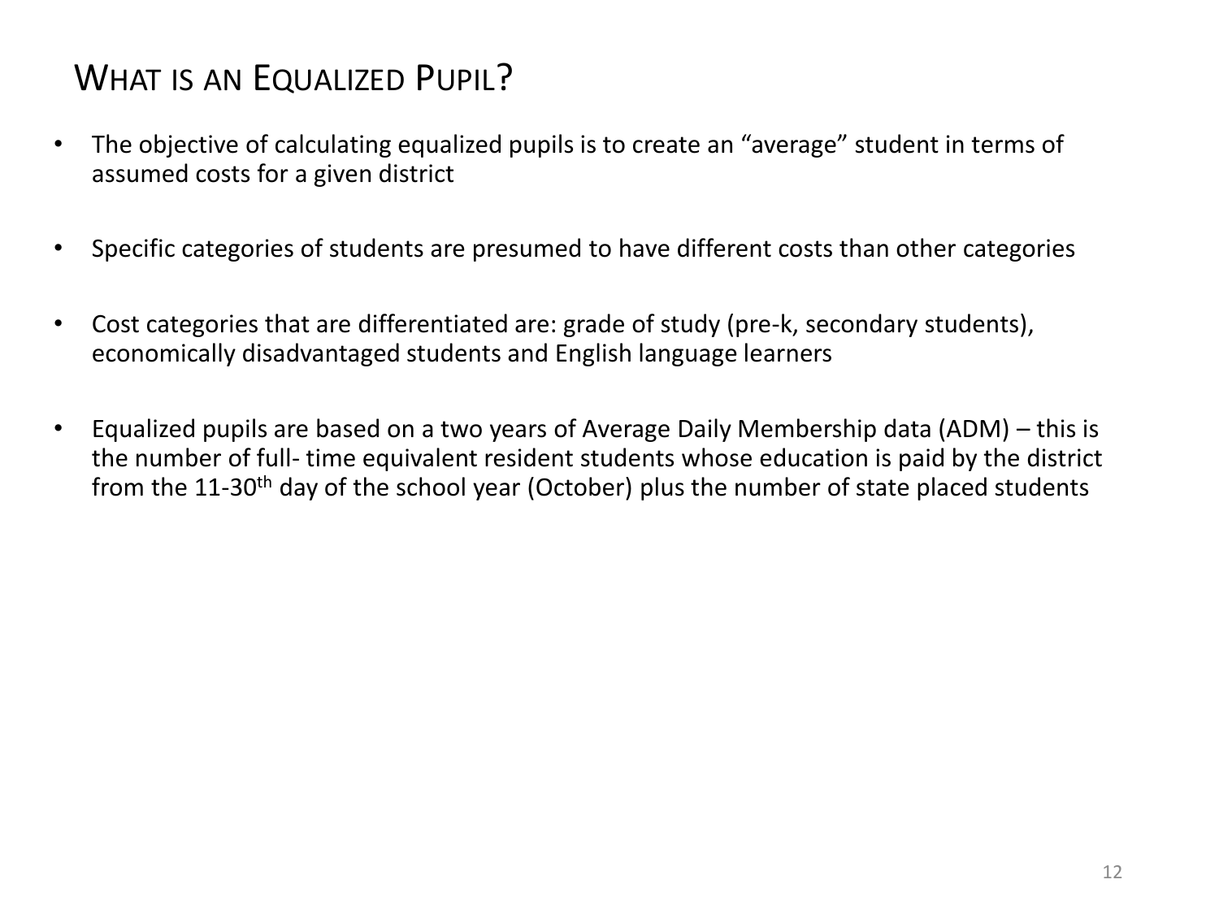# WHAT IS AN EQUALIZED PUPIL?

- The objective of calculating equalized pupils is to create an "average" student in terms of assumed costs for a given district
- Specific categories of students are presumed to have different costs than other categories
- Cost categories that are differentiated are: grade of study (pre-k, secondary students), economically disadvantaged students and English language learners
- Equalized pupils are based on a two years of Average Daily Membership data (ADM) – this is the number of full- time equivalent resident students whose education is paid by the district from the 11-30th day of the school year (October) plus the number of state placed students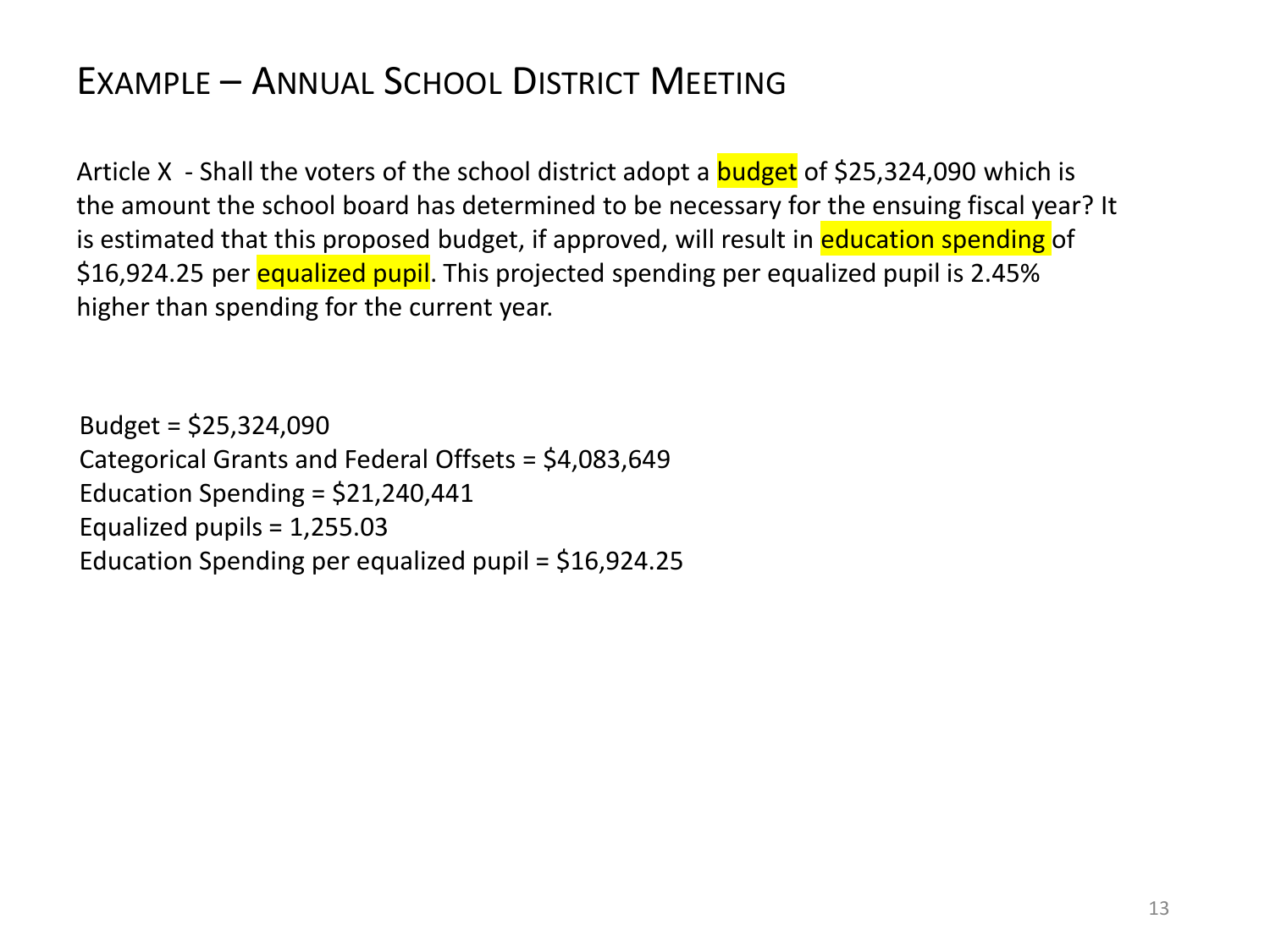# Example – Annual School District Meeting

Article X - Shall the voters of the school district adopt a budget of $25,324,090 which is the amount the school board has determined to be necessary for the ensuing fiscal year? It is estimated that this proposed budget, if approved, will result in education spending of $16,924.25 per equalized pupil. This projected spending per equalized pupil is 2.45% higher than spending for the current year.

Budget = $25,324,090
Categorical Grants and Federal Offsets = $4,083,649
Education Spending = $21,240,441
Equalized pupils = 1,255.03
Education Spending per equalized pupil = $16,924.25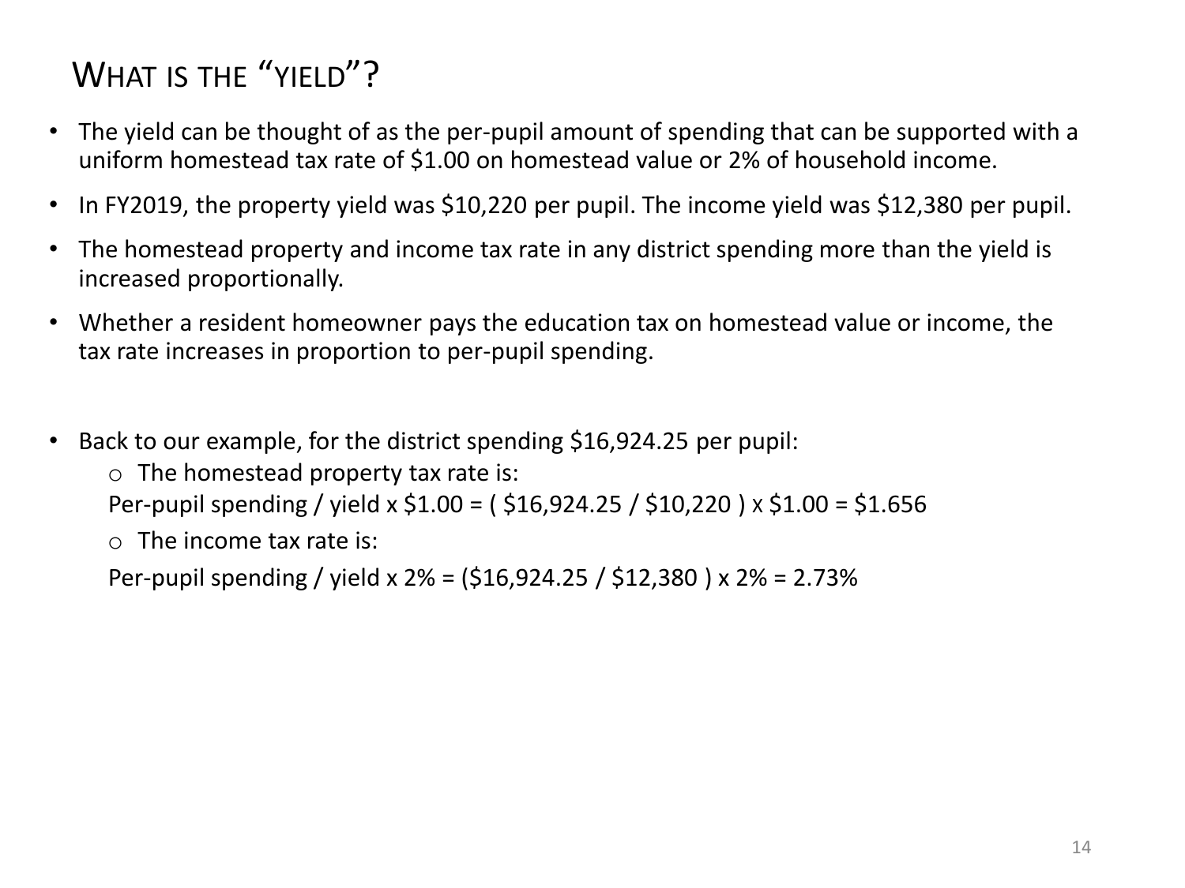# What is the "yield"?

- The yield can be thought of as the per-pupil amount of spending that can be supported with a uniform homestead tax rate of $1.00 on homestead value or 2% of household income.
- In FY2019, the property yield was $10,220 per pupil. The income yield was $12,380 per pupil.
- The homestead property and income tax rate in any district spending more than the yield is increased proportionally.
- Whether a resident homeowner pays the education tax on homestead value or income, the tax rate increases in proportion to per-pupil spending.

- Back to our example, for the district spending $16,924.25 per pupil:
  - The homestead property tax rate is:

    Per-pupil spending / yield x $1.00 = ( $16,924.25 / $10,220 ) x $1.00 = $1.656
  - The income tax rate is:

    Per-pupil spending / yield x 2% = ($16,924.25 / $12,380 ) x 2% = 2.73%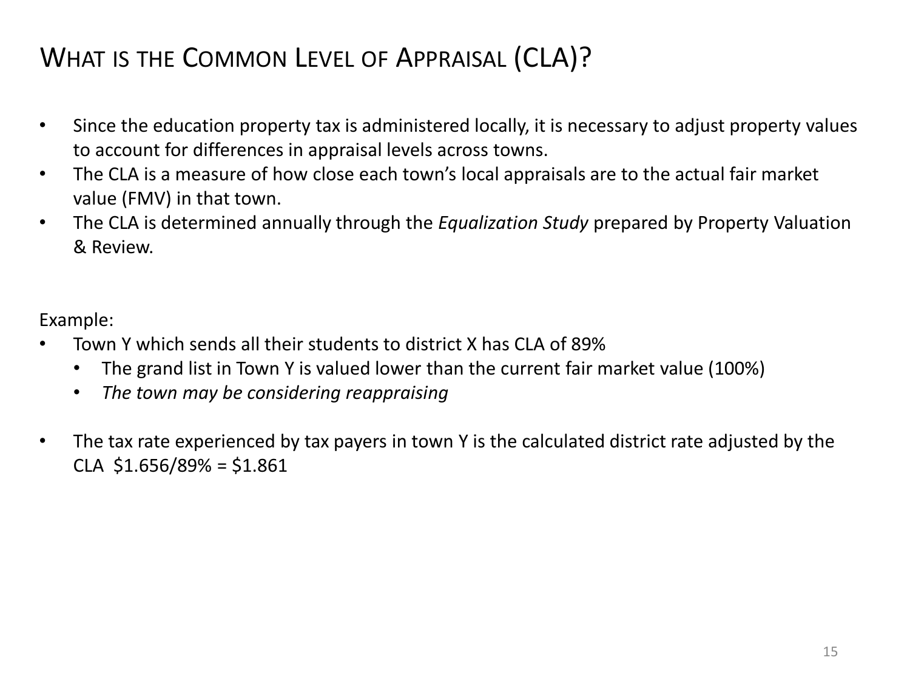# What is the Common Level of Appraisal (CLA)?

- Since the education property tax is administered locally, it is necessary to adjust property values to account for differences in appraisal levels across towns.
- The CLA is a measure of how close each town's local appraisals are to the actual fair market value (FMV) in that town.
- The CLA is determined annually through the *Equalization Study* prepared by Property Valuation & Review.

Example:

- Town Y which sends all their students to district X has CLA of 89%
  - The grand list in Town Y is valued lower than the current fair market value (100%)
  - *The town may be considering reappraising*

- The tax rate experienced by tax payers in town Y is the calculated district rate adjusted by the CLA $1.656/89% = $1.861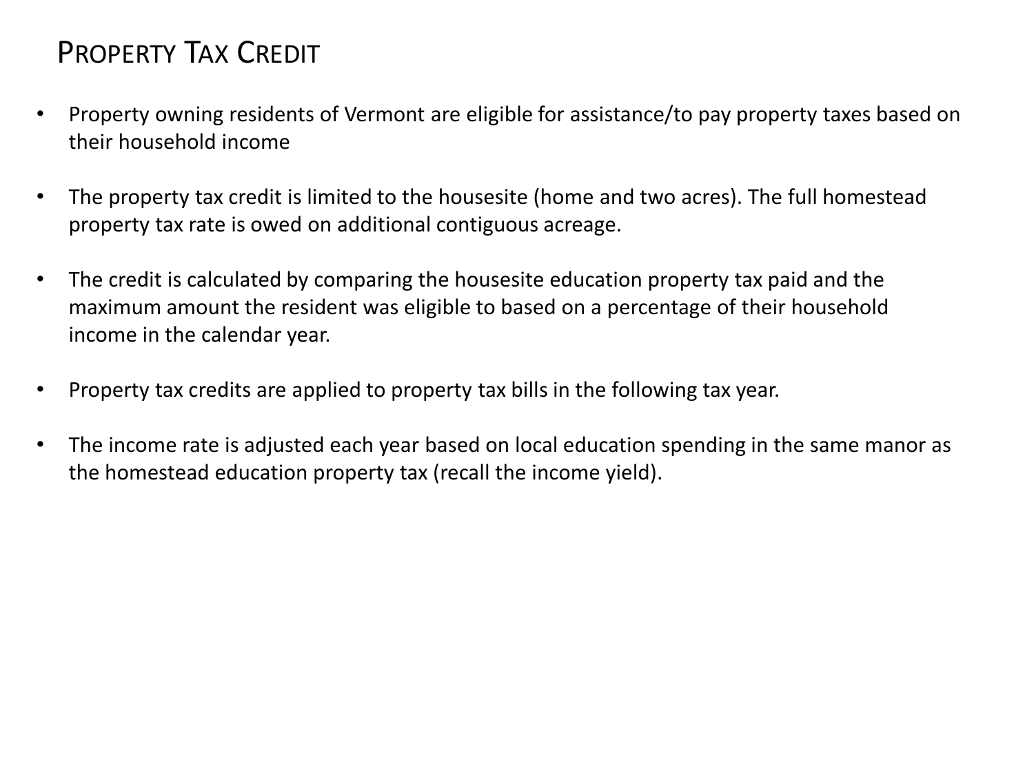# Property Tax Credit

- Property owning residents of Vermont are eligible for assistance/to pay property taxes based on their household income
- The property tax credit is limited to the housesite (home and two acres). The full homestead property tax rate is owed on additional contiguous acreage.
- The credit is calculated by comparing the housesite education property tax paid and the maximum amount the resident was eligible to based on a percentage of their household income in the calendar year.
- Property tax credits are applied to property tax bills in the following tax year.
- The income rate is adjusted each year based on local education spending in the same manor as the homestead education property tax (recall the income yield).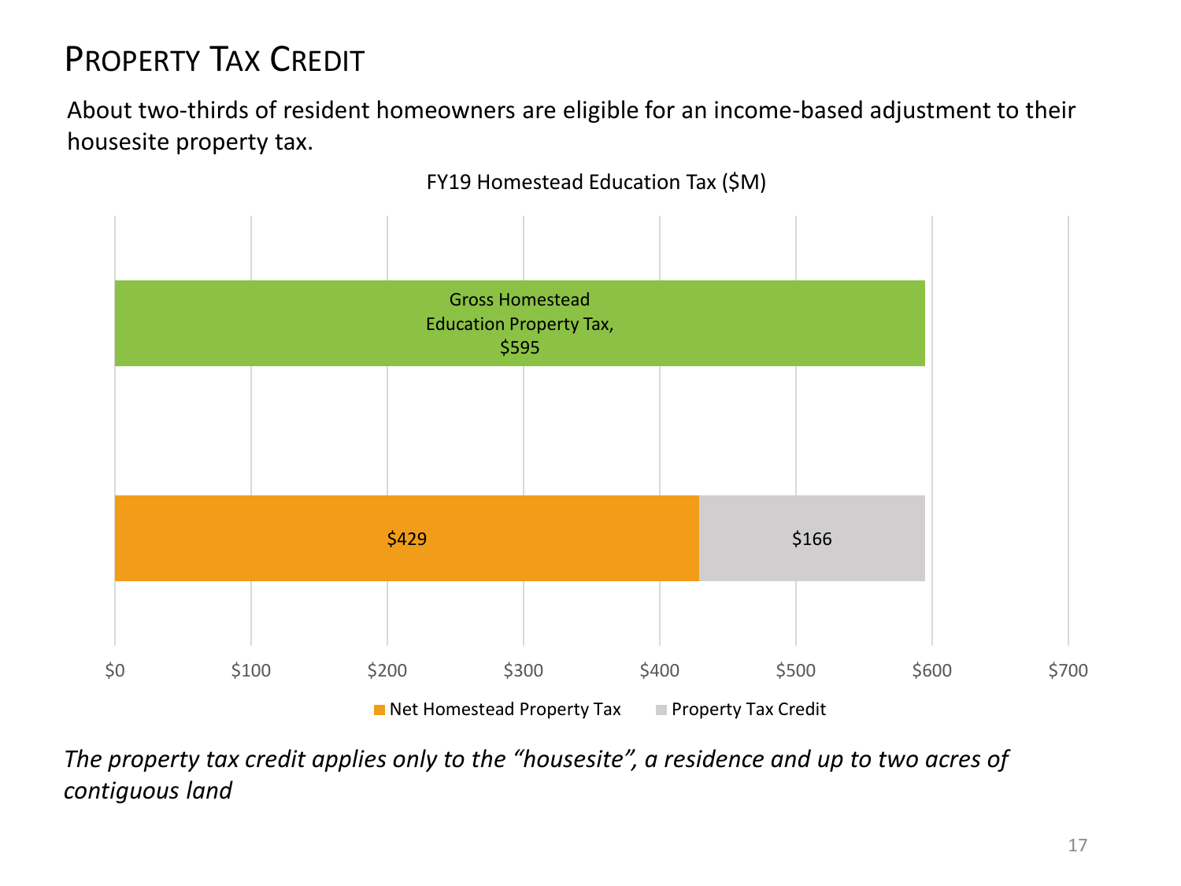# Property Tax Credit

About two-thirds of resident homeowners are eligible for an income-based adjustment to their housesite property tax.

FY19 Homestead Education Tax ($M)

| | Net Homestead Property Tax | Property Tax Credit | Total |
|---|---|---|---|
| Gross Homestead Education Property Tax | | | $595 |
| Net + Credit | $429 | $166 | $595 |

*The property tax credit applies only to the "housesite", a residence and up to two acres of contiguous land*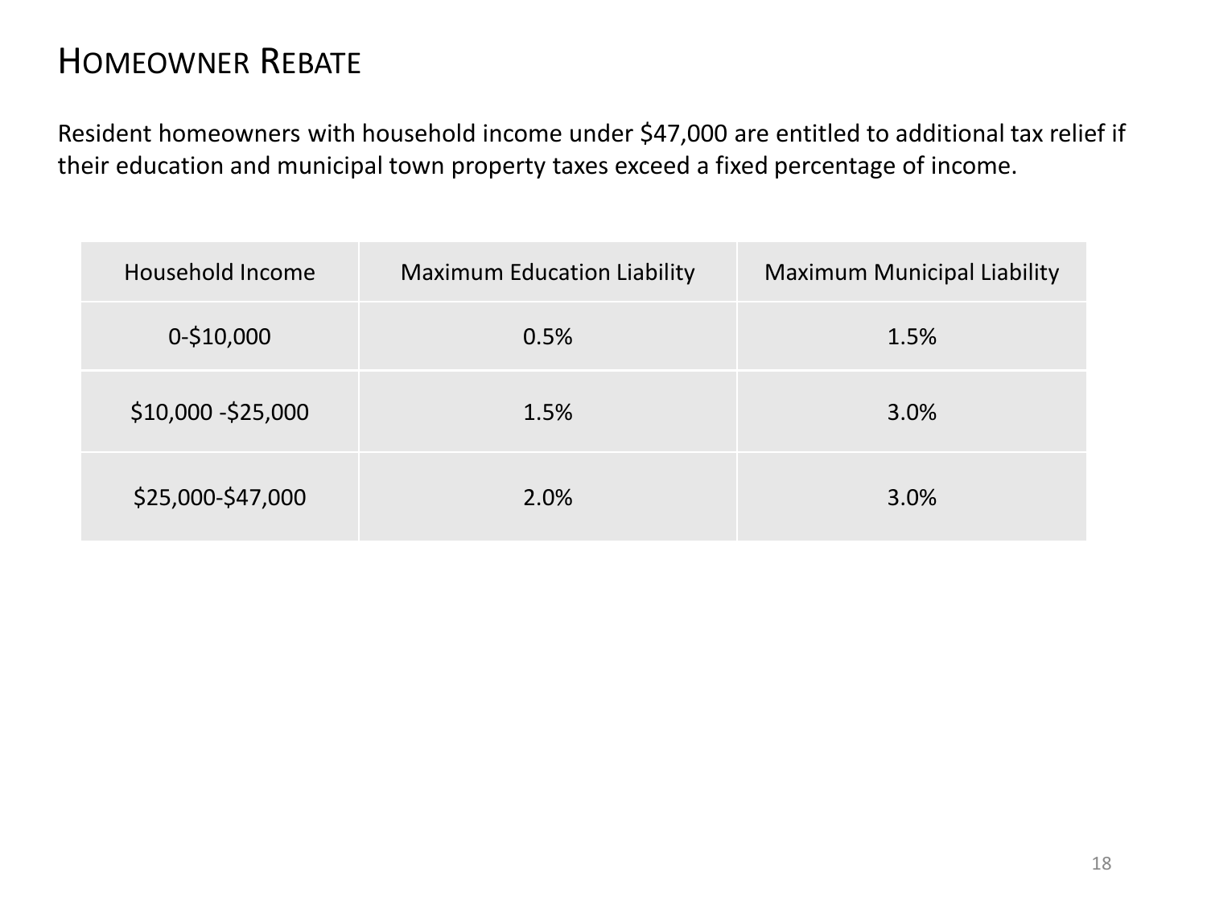# Homeowner Rebate

Resident homeowners with household income under $47,000 are entitled to additional tax relief if their education and municipal town property taxes exceed a fixed percentage of income.

| Household Income | Maximum Education Liability | Maximum Municipal Liability |
|---|---|---|
| 0-$10,000 | 0.5% | 1.5% |
| $10,000 -$25,000 | 1.5% | 3.0% |
| $25,000-$47,000 | 2.0% | 3.0% |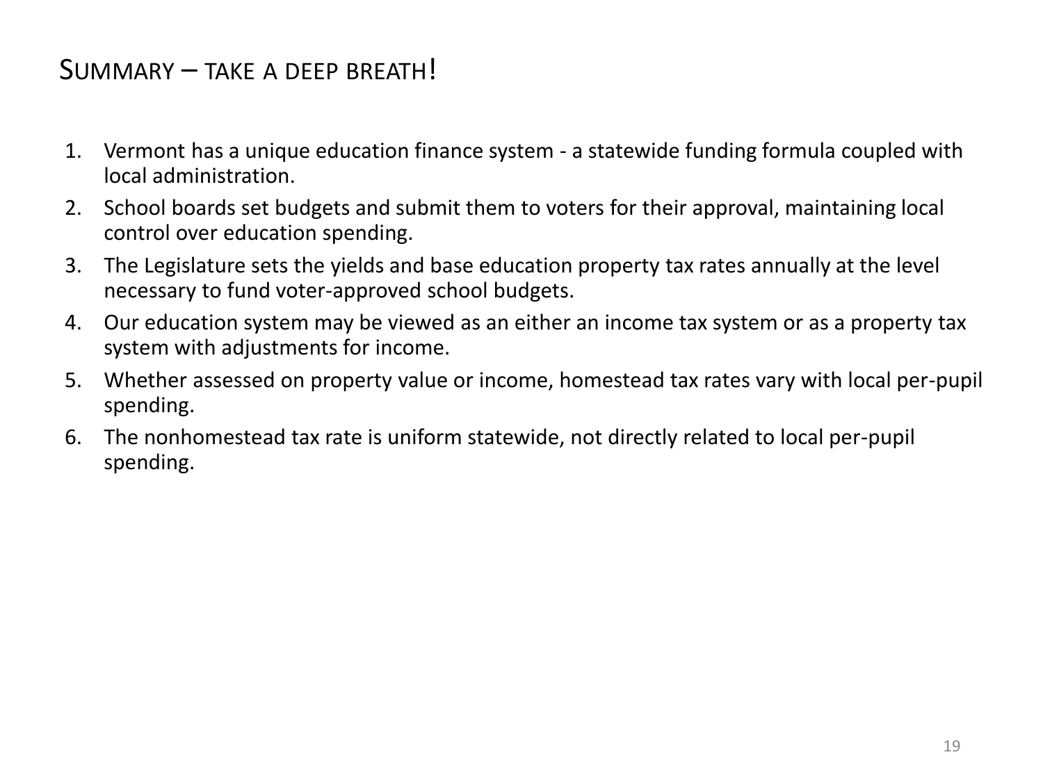## SUMMARY – TAKE A DEEP BREATH!

1. Vermont has a unique education finance system - a statewide funding formula coupled with local administration.
2. School boards set budgets and submit them to voters for their approval, maintaining local control over education spending.
3. The Legislature sets the yields and base education property tax rates annually at the level necessary to fund voter-approved school budgets.
4. Our education system may be viewed as an either an income tax system or as a property tax system with adjustments for income.
5. Whether assessed on property value or income, homestead tax rates vary with local per-pupil spending.
6. The nonhomestead tax rate is uniform statewide, not directly related to local per-pupil spending.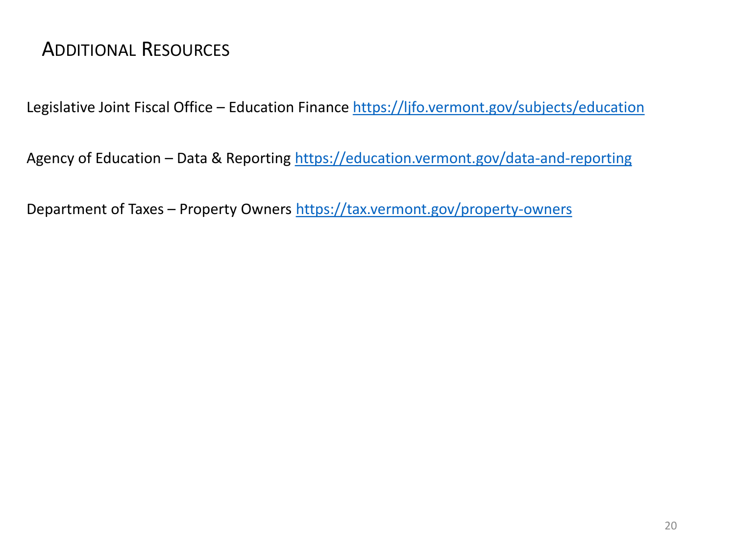# Additional Resources

Legislative Joint Fiscal Office – Education Finance https://ljfo.vermont.gov/subjects/education

Agency of Education – Data & Reporting https://education.vermont.gov/data-and-reporting

Department of Taxes – Property Owners https://tax.vermont.gov/property-owners